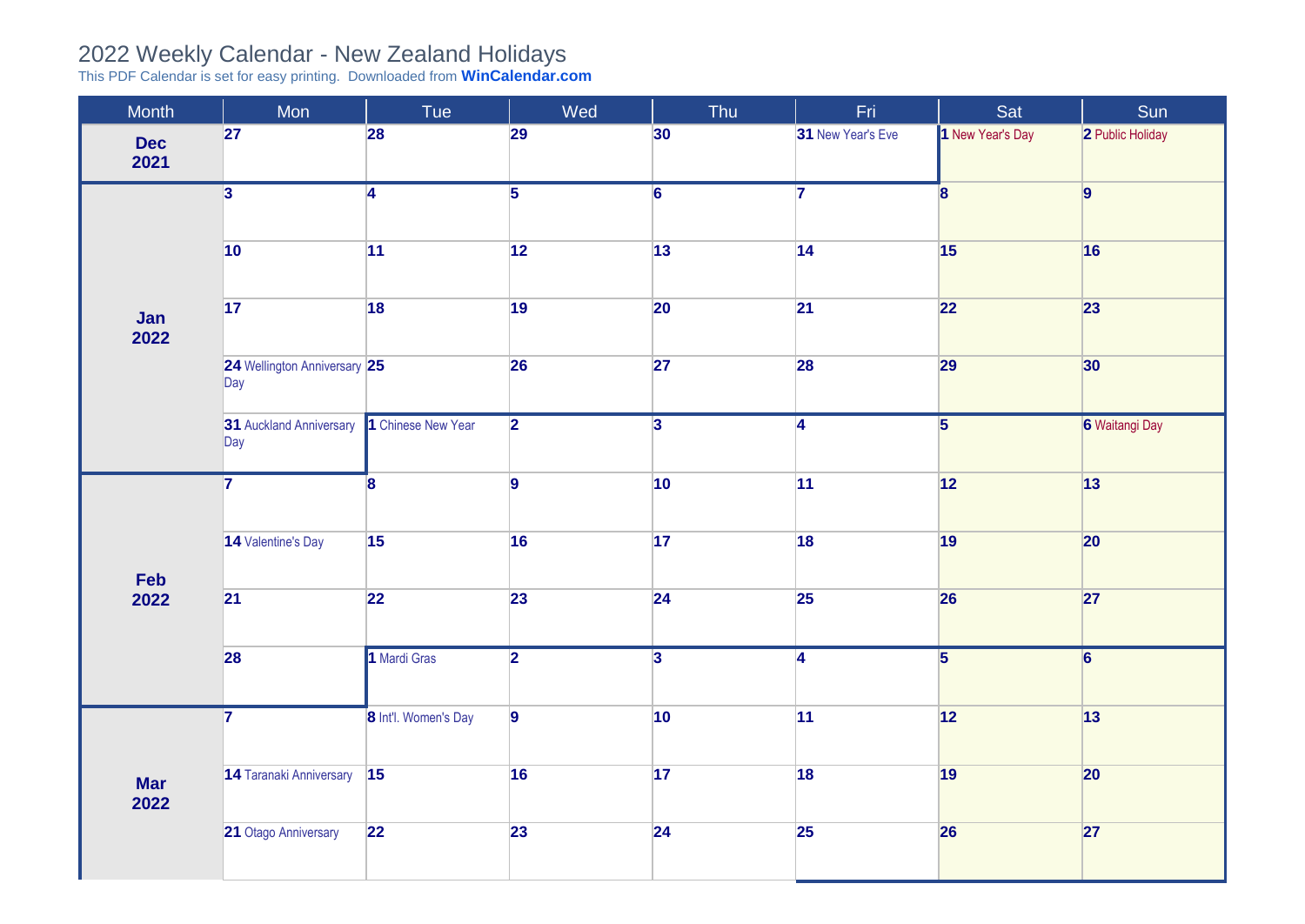# 2022 Weekly Calendar - New Zealand Holidays

This PDF Calendar is set for easy printing. Downloaded from **WinCalendar.com**

| Month | Mon | Tue | Wed | Thu | Fri | Sat | Sun |
|---|---|---|---|---|---|---|---|
| **Dec 2021** | **27** | **28** | **29** | **30** | **31** New Year's Eve | **1** New Year's Day | **2** Public Holiday |
| **Jan 2022** | **3** | **4** | **5** | **6** | **7** | **8** | **9** |
| | **10** | **11** | **12** | **13** | **14** | **15** | **16** |
| | **17** | **18** | **19** | **20** | **21** | **22** | **23** |
| | **24** Wellington Anniversary Day | **25** | **26** | **27** | **28** | **29** | **30** |
| | **31** Auckland Anniversary Day | **1** Chinese New Year | **2** | **3** | **4** | **5** | **6** Waitangi Day |
| **Feb 2022** | **7** | **8** | **9** | **10** | **11** | **12** | **13** |
| | **14** Valentine's Day | **15** | **16** | **17** | **18** | **19** | **20** |
| | **21** | **22** | **23** | **24** | **25** | **26** | **27** |
| | **28** | **1** Mardi Gras | **2** | **3** | **4** | **5** | **6** |
| **Mar 2022** | **7** | **8** Int'l. Women's Day | **9** | **10** | **11** | **12** | **13** |
| | **14** Taranaki Anniversary | **15** | **16** | **17** | **18** | **19** | **20** |
| | **21** Otago Anniversary | **22** | **23** | **24** | **25** | **26** | **27** |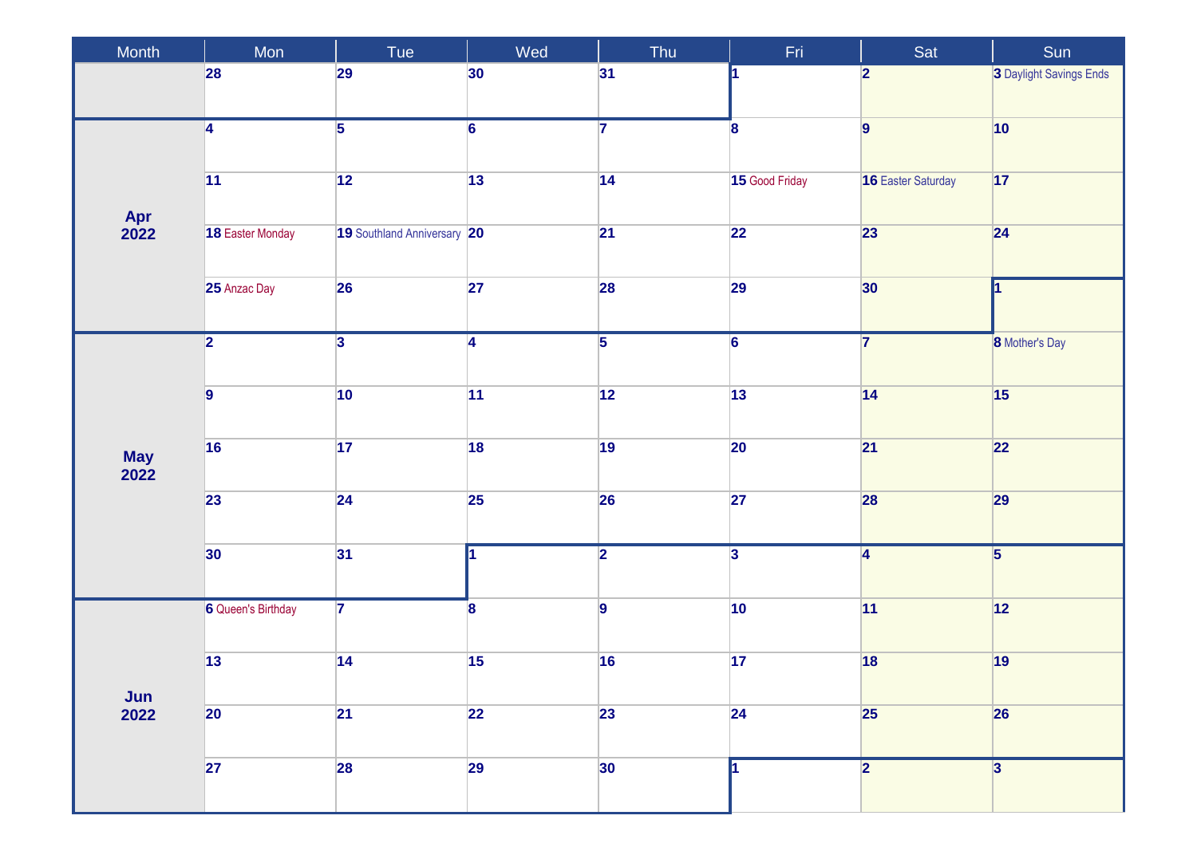| Month | Mon | Tue | Wed | Thu | Fri | Sat | Sun |
|---|---|---|---|---|---|---|---|
| | 28 | 29 | 30 | 31 | 1 | 2 | 3 Daylight Savings Ends |
| Apr 2022 | 4 | 5 | 6 | 7 | 8 | 9 | 10 |
| | 11 | 12 | 13 | 14 | 15 Good Friday | 16 Easter Saturday | 17 |
| | 18 Easter Monday | 19 Southland Anniversary | 20 | 21 | 22 | 23 | 24 |
| | 25 Anzac Day | 26 | 27 | 28 | 29 | 30 | 1 |
| May 2022 | 2 | 3 | 4 | 5 | 6 | 7 | 8 Mother's Day |
| | 9 | 10 | 11 | 12 | 13 | 14 | 15 |
| | 16 | 17 | 18 | 19 | 20 | 21 | 22 |
| | 23 | 24 | 25 | 26 | 27 | 28 | 29 |
| | 30 | 31 | 1 | 2 | 3 | 4 | 5 |
| Jun 2022 | 6 Queen's Birthday | 7 | 8 | 9 | 10 | 11 | 12 |
| | 13 | 14 | 15 | 16 | 17 | 18 | 19 |
| | 20 | 21 | 22 | 23 | 24 | 25 | 26 |
| | 27 | 28 | 29 | 30 | 1 | 2 | 3 |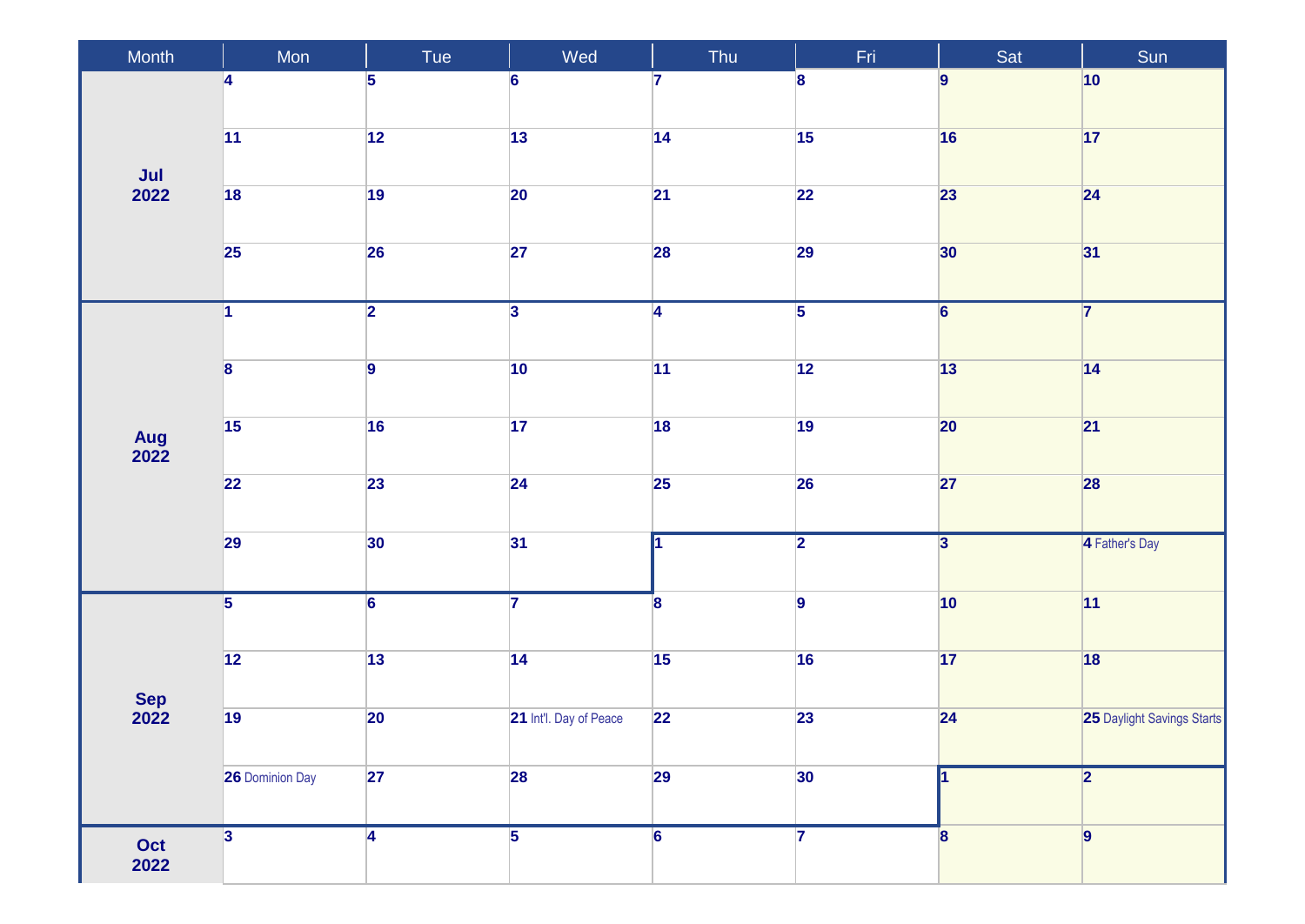| Month | Mon | Tue | Wed | Thu | Fri | Sat | Sun |
|---|---|---|---|---|---|---|---|
| Jul 2022 | 4 | 5 | 6 | 7 | 8 | 9 | 10 |
| | 11 | 12 | 13 | 14 | 15 | 16 | 17 |
| | 18 | 19 | 20 | 21 | 22 | 23 | 24 |
| | 25 | 26 | 27 | 28 | 29 | 30 | 31 |
| Aug 2022 | 1 | 2 | 3 | 4 | 5 | 6 | 7 |
| | 8 | 9 | 10 | 11 | 12 | 13 | 14 |
| | 15 | 16 | 17 | 18 | 19 | 20 | 21 |
| | 22 | 23 | 24 | 25 | 26 | 27 | 28 |
| | 29 | 30 | 31 | 1 | 2 | 3 | 4 Father's Day |
| Sep 2022 | 5 | 6 | 7 | 8 | 9 | 10 | 11 |
| | 12 | 13 | 14 | 15 | 16 | 17 | 18 |
| | 19 | 20 | 21 Int'l. Day of Peace | 22 | 23 | 24 | 25 Daylight Savings Starts |
| | 26 Dominion Day | 27 | 28 | 29 | 30 | 1 | 2 |
| Oct 2022 | 3 | 4 | 5 | 6 | 7 | 8 | 9 |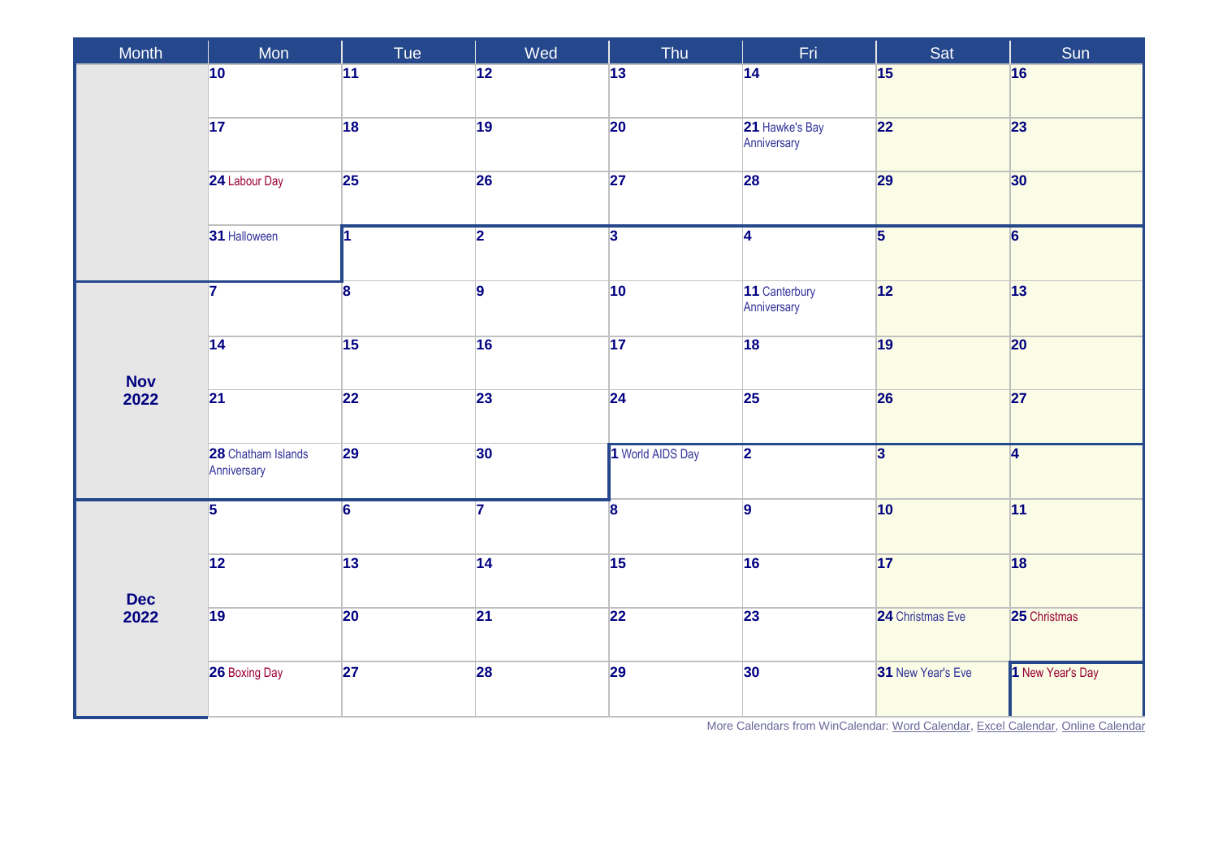| Month | Mon | Tue | Wed | Thu | Fri | Sat | Sun |
|---|---|---|---|---|---|---|---|
| | 10 | 11 | 12 | 13 | 14 | 15 | 16 |
| | 17 | 18 | 19 | 20 | 21 Hawke's Bay Anniversary | 22 | 23 |
| | 24 Labour Day | 25 | 26 | 27 | 28 | 29 | 30 |
| | 31 Halloween | 1 | 2 | 3 | 4 | 5 | 6 |
| Nov 2022 | 7 | 8 | 9 | 10 | 11 Canterbury Anniversary | 12 | 13 |
| | 14 | 15 | 16 | 17 | 18 | 19 | 20 |
| | 21 | 22 | 23 | 24 | 25 | 26 | 27 |
| | 28 Chatham Islands Anniversary | 29 | 30 | 1 World AIDS Day | 2 | 3 | 4 |
| Dec 2022 | 5 | 6 | 7 | 8 | 9 | 10 | 11 |
| | 12 | 13 | 14 | 15 | 16 | 17 | 18 |
| | 19 | 20 | 21 | 22 | 23 | 24 Christmas Eve | 25 Christmas |
| | 26 Boxing Day | 27 | 28 | 29 | 30 | 31 New Year's Eve | 1 New Year's Day |

More Calendars from WinCalendar: Word Calendar, Excel Calendar, Online Calendar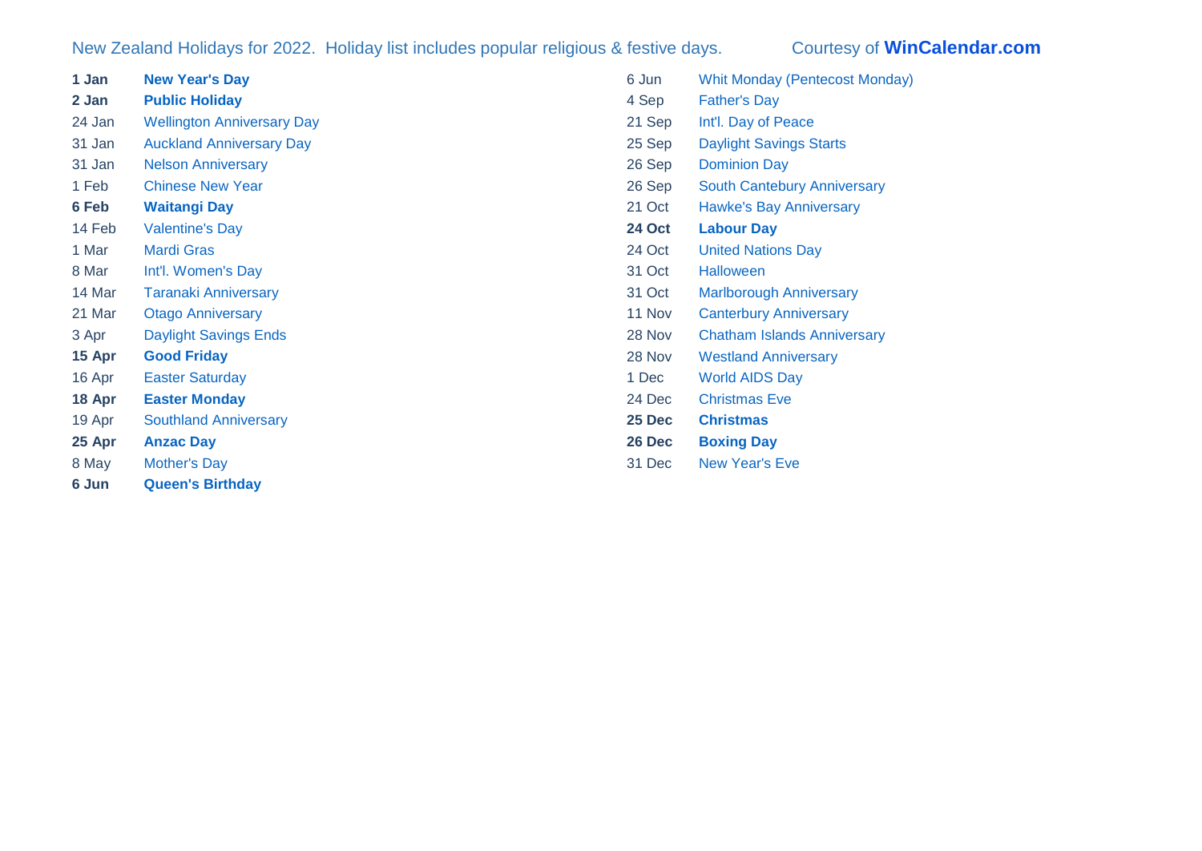New Zealand Holidays for 2022. Holiday list includes popular religious & festive days. Courtesy of **WinCalendar.com**

| | |
|---|---|
| **1 Jan** | **New Year's Day** |
| **2 Jan** | **Public Holiday** |
| 24 Jan | Wellington Anniversary Day |
| 31 Jan | Auckland Anniversary Day |
| 31 Jan | Nelson Anniversary |
| 1 Feb | Chinese New Year |
| **6 Feb** | **Waitangi Day** |
| 14 Feb | Valentine's Day |
| 1 Mar | Mardi Gras |
| 8 Mar | Int'l. Women's Day |
| 14 Mar | Taranaki Anniversary |
| 21 Mar | Otago Anniversary |
| 3 Apr | Daylight Savings Ends |
| **15 Apr** | **Good Friday** |
| 16 Apr | Easter Saturday |
| **18 Apr** | **Easter Monday** |
| 19 Apr | Southland Anniversary |
| **25 Apr** | **Anzac Day** |
| 8 May | Mother's Day |
| **6 Jun** | **Queen's Birthday** |
| 6 Jun | Whit Monday (Pentecost Monday) |
| 4 Sep | Father's Day |
| 21 Sep | Int'l. Day of Peace |
| 25 Sep | Daylight Savings Starts |
| 26 Sep | Dominion Day |
| 26 Sep | South Cantebury Anniversary |
| 21 Oct | Hawke's Bay Anniversary |
| **24 Oct** | **Labour Day** |
| 24 Oct | United Nations Day |
| 31 Oct | Halloween |
| 31 Oct | Marlborough Anniversary |
| 11 Nov | Canterbury Anniversary |
| 28 Nov | Chatham Islands Anniversary |
| 28 Nov | Westland Anniversary |
| 1 Dec | World AIDS Day |
| 24 Dec | Christmas Eve |
| **25 Dec** | **Christmas** |
| **26 Dec** | **Boxing Day** |
| 31 Dec | New Year's Eve |